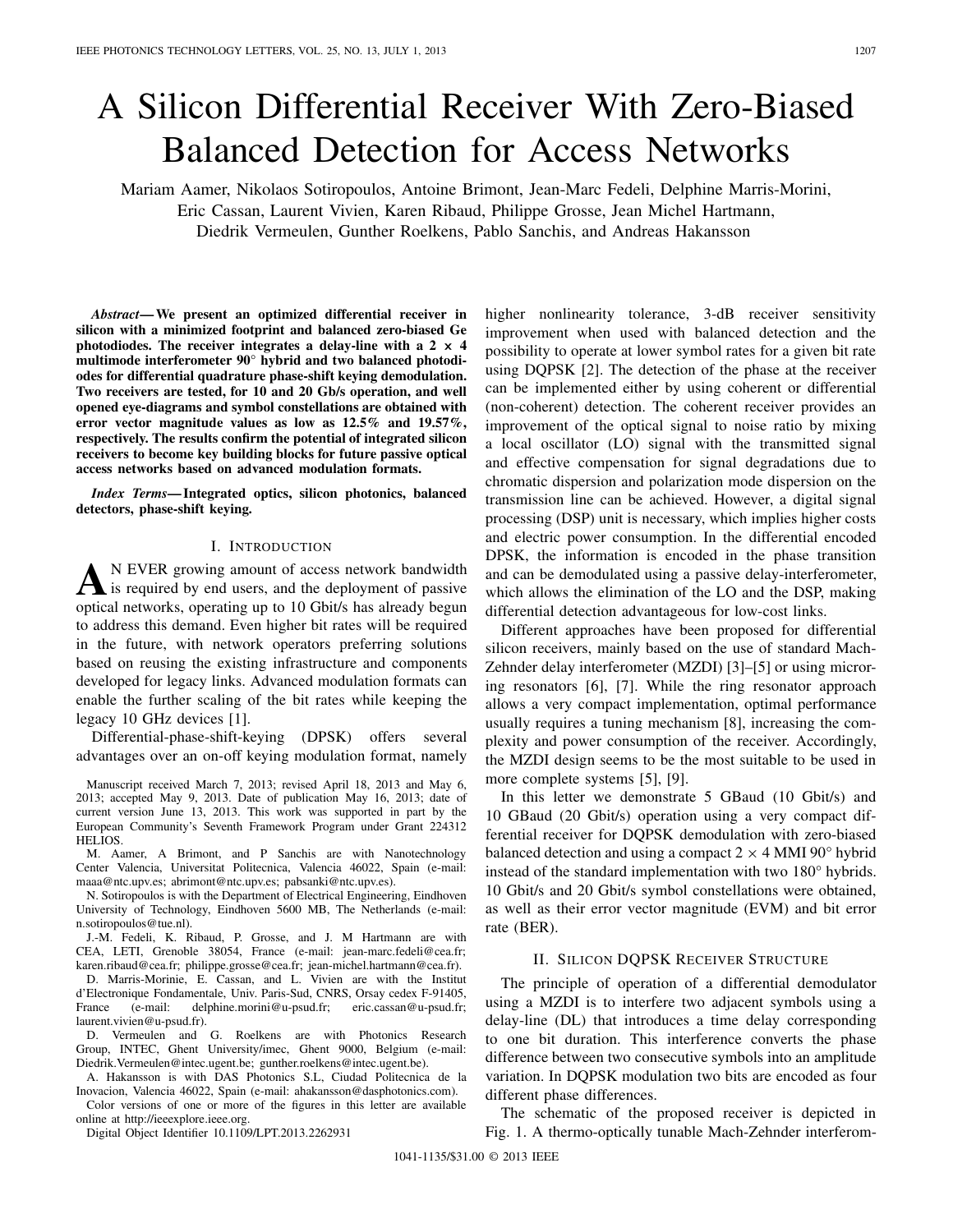# A Silicon Differential Receiver With Zero-Biased Balanced Detection for Access Networks

Mariam Aamer, Nikolaos Sotiropoulos, Antoine Brimont, Jean-Marc Fedeli, Delphine Marris-Morini, Eric Cassan, Laurent Vivien, Karen Ribaud, Philippe Grosse, Jean Michel Hartmann, Diedrik Vermeulen, Gunther Roelkens, Pablo Sanchis, and Andreas Hakansson

***Abstract*— We present an optimized differential receiver in silicon with a minimized footprint and balanced zero-biased Ge photodiodes. The receiver integrates a delay-line with a 2 × 4 multimode interferometer 90° hybrid and two balanced photodiodes for differential quadrature phase-shift keying demodulation. Two receivers are tested, for 10 and 20 Gb/s operation, and well opened eye-diagrams and symbol constellations are obtained with error vector magnitude values as low as 12.5% and 19.57%, respectively. The results confirm the potential of integrated silicon receivers to become key building blocks for future passive optical access networks based on advanced modulation formats.**

***Index Terms*— Integrated optics, silicon photonics, balanced detectors, phase-shift keying.**

## I. Introduction

An ever growing amount of access network bandwidth is required by end users, and the deployment of passive optical networks, operating up to 10 Gbit/s has already begun to address this demand. Even higher bit rates will be required in the future, with network operators preferring solutions based on reusing the existing infrastructure and components developed for legacy links. Advanced modulation formats can enable the further scaling of the bit rates while keeping the legacy 10 GHz devices [1].

Differential-phase-shift-keying (DPSK) offers several advantages over an on-off keying modulation format, namely higher nonlinearity tolerance, 3-dB receiver sensitivity improvement when used with balanced detection and the possibility to operate at lower symbol rates for a given bit rate using DQPSK [2]. The detection of the phase at the receiver can be implemented either by using coherent or differential (non-coherent) detection. The coherent receiver provides an improvement of the optical signal to noise ratio by mixing a local oscillator (LO) signal with the transmitted signal and effective compensation for signal degradations due to chromatic dispersion and polarization mode dispersion on the transmission line can be achieved. However, a digital signal processing (DSP) unit is necessary, which implies higher costs and electric power consumption. In the differential encoded DPSK, the information is encoded in the phase transition and can be demodulated using a passive delay-interferometer, which allows the elimination of the LO and the DSP, making differential detection advantageous for low-cost links.

Different approaches have been proposed for differential silicon receivers, mainly based on the use of standard Mach-Zehnder delay interferometer (MZDI) [3]–[5] or using microring resonators [6], [7]. While the ring resonator approach allows a very compact implementation, optimal performance usually requires a tuning mechanism [8], increasing the complexity and power consumption of the receiver. Accordingly, the MZDI design seems to be the most suitable to be used in more complete systems [5], [9].

In this letter we demonstrate 5 GBaud (10 Gbit/s) and 10 GBaud (20 Gbit/s) operation using a very compact differential receiver for DQPSK demodulation with zero-biased balanced detection and using a compact 2 × 4 MMI 90° hybrid instead of the standard implementation with two 180° hybrids. 10 Gbit/s and 20 Gbit/s symbol constellations were obtained, as well as their error vector magnitude (EVM) and bit error rate (BER).

## II. Silicon DQPSK Receiver Structure

The principle of operation of a differential demodulator using a MZDI is to interfere two adjacent symbols using a delay-line (DL) that introduces a time delay corresponding to one bit duration. This interference converts the phase difference between two consecutive symbols into an amplitude variation. In DQPSK modulation two bits are encoded as four different phase differences.

The schematic of the proposed receiver is depicted in Fig. 1. A thermo-optically tunable Mach-Zehnder interferom-

---

Manuscript received March 7, 2013; revised April 18, 2013 and May 6, 2013; accepted May 9, 2013. Date of publication May 16, 2013; date of current version June 13, 2013. This work was supported in part by the European Community's Seventh Framework Program under Grant 224312 HELIOS.

M. Aamer, A Brimont, and P Sanchis are with Nanotechnology Center Valencia, Universitat Politecnica, Valencia 46022, Spain (e-mail: maaa@ntc.upv.es; abrimont@ntc.upv.es; pabsanki@ntc.upv.es).

N. Sotiropoulos is with the Department of Electrical Engineering, Eindhoven University of Technology, Eindhoven 5600 MB, The Netherlands (e-mail: n.sotiropoulos@tue.nl).

J.-M. Fedeli, K. Ribaud, P. Grosse, and J. M Hartmann are with CEA, LETI, Grenoble 38054, France (e-mail: jean-marc.fedeli@cea.fr; karen.ribaud@cea.fr; philippe.grosse@cea.fr; jean-michel.hartmann@cea.fr).

D. Marris-Morinie, E. Cassan, and L. Vivien are with the Institut d'Electronique Fondamentale, Univ. Paris-Sud, CNRS, Orsay cedex F-91405, France (e-mail: delphine.morini@u-psud.fr; eric.cassan@u-psud.fr; laurent.vivien@u-psud.fr).

D. Vermeulen and G. Roelkens are with Photonics Research Group, INTEC, Ghent University/imec, Ghent 9000, Belgium (e-mail: Diedrik.Vermeulen@intec.ugent.be; gunther.roelkens@intec.ugent.be).

A. Hakansson is with DAS Photonics S.L, Ciudad Politecnica de la Inovacion, Valencia 46022, Spain (e-mail: ahakansson@dasphotonics.com).

Color versions of one or more of the figures in this letter are available online at http://ieeexplore.ieee.org.

Digital Object Identifier 10.1109/LPT.2013.2262931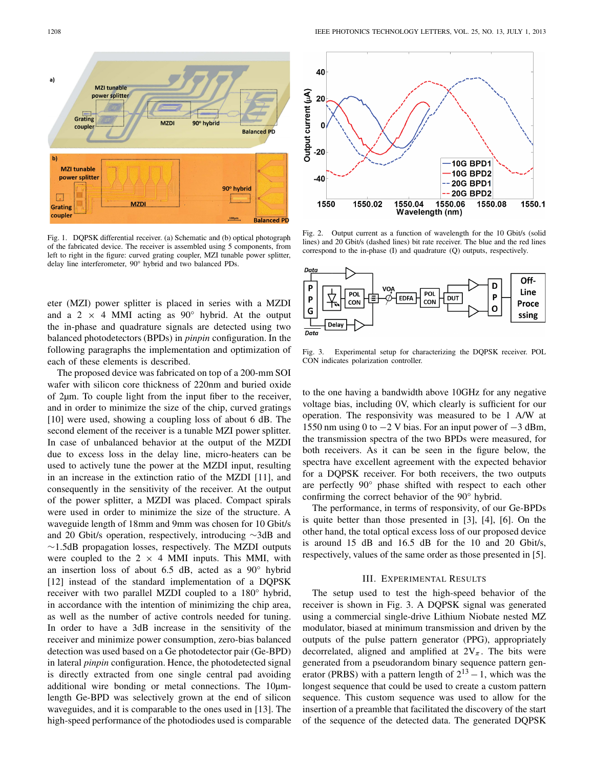Fig. 1. DQPSK differential receiver. (a) Schematic and (b) optical photograph of the fabricated device. The receiver is assembled using 5 components, from left to right in the figure: curved grating coupler, MZI tunable power splitter, delay line interferometer, 90° hybrid and two balanced PDs.

eter (MZI) power splitter is placed in series with a MZDI and a 2 × 4 MMI acting as 90° hybrid. At the output the in-phase and quadrature signals are detected using two balanced photodetectors (BPDs) in *pinpin* configuration. In the following paragraphs the implementation and optimization of each of these elements is described.

The proposed device was fabricated on top of a 200-mm SOI wafer with silicon core thickness of 220nm and buried oxide of 2μm. To couple light from the input fiber to the receiver, and in order to minimize the size of the chip, curved gratings [10] were used, showing a coupling loss of about 6 dB. The second element of the receiver is a tunable MZI power splitter. In case of unbalanced behavior at the output of the MZDI due to excess loss in the delay line, micro-heaters can be used to actively tune the power at the MZDI input, resulting in an increase in the extinction ratio of the MZDI [11], and consequently in the sensitivity of the receiver. At the output of the power splitter, a MZDI was placed. Compact spirals were used in order to minimize the size of the structure. A waveguide length of 18mm and 9mm was chosen for 10 Gbit/s and 20 Gbit/s operation, respectively, introducing ∼3dB and ∼1.5dB propagation losses, respectively. The MZDI outputs were coupled to the 2 × 4 MMI inputs. This MMI, with an insertion loss of about 6.5 dB, acted as a 90° hybrid [12] instead of the standard implementation of a DQPSK receiver with two parallel MZDI coupled to a 180° hybrid, in accordance with the intention of minimizing the chip area, as well as the number of active controls needed for tuning. In order to have a 3dB increase in the sensitivity of the receiver and minimize power consumption, zero-bias balanced detection was used based on a Ge photodetector pair (Ge-BPD) in lateral *pinpin* configuration. Hence, the photodetected signal is directly extracted from one single central pad avoiding additional wire bonding or metal connections. The 10μm-length Ge-BPD was selectively grown at the end of silicon waveguides, and it is comparable to the ones used in [13]. The high-speed performance of the photodiodes used is comparable to the one having a bandwidth above 10GHz for any negative voltage bias, including 0V, which clearly is sufficient for our operation. The responsivity was measured to be 1 A/W at 1550 nm using 0 to −2 V bias. For an input power of −3 dBm, the transmission spectra of the two BPDs were measured, for both receivers. As it can be seen in the figure below, the spectra have excellent agreement with the expected behavior for a DQPSK receiver. For both receivers, the two outputs are perfectly 90° phase shifted with respect to each other confirming the correct behavior of the 90° hybrid.

Fig. 2. Output current as a function of wavelength for the 10 Gbit/s (solid lines) and 20 Gbit/s (dashed lines) bit rate receiver. The blue and the red lines correspond to the in-phase (I) and quadrature (Q) outputs, respectively.

Fig. 3. Experimental setup for characterizing the DQPSK receiver. POL CON indicates polarization controller.

The performance, in terms of responsivity, of our Ge-BPDs is quite better than those presented in [3], [4], [6]. On the other hand, the total optical excess loss of our proposed device is around 15 dB and 16.5 dB for the 10 and 20 Gbit/s, respectively, values of the same order as those presented in [5].

## III. Experimental Results

The setup used to test the high-speed behavior of the receiver is shown in Fig. 3. A DQPSK signal was generated using a commercial single-drive Lithium Niobate nested MZ modulator, biased at minimum transmission and driven by the outputs of the pulse pattern generator (PPG), appropriately decorrelated, aligned and amplified at $2V_\pi$. The bits were generated from a pseudorandom binary sequence pattern generator (PRBS) with a pattern length of $2^{13}-1$, which was the longest sequence that could be used to create a custom pattern sequence. This custom sequence was used to allow for the insertion of a preamble that facilitated the discovery of the start of the sequence of the detected data. The generated DQPSK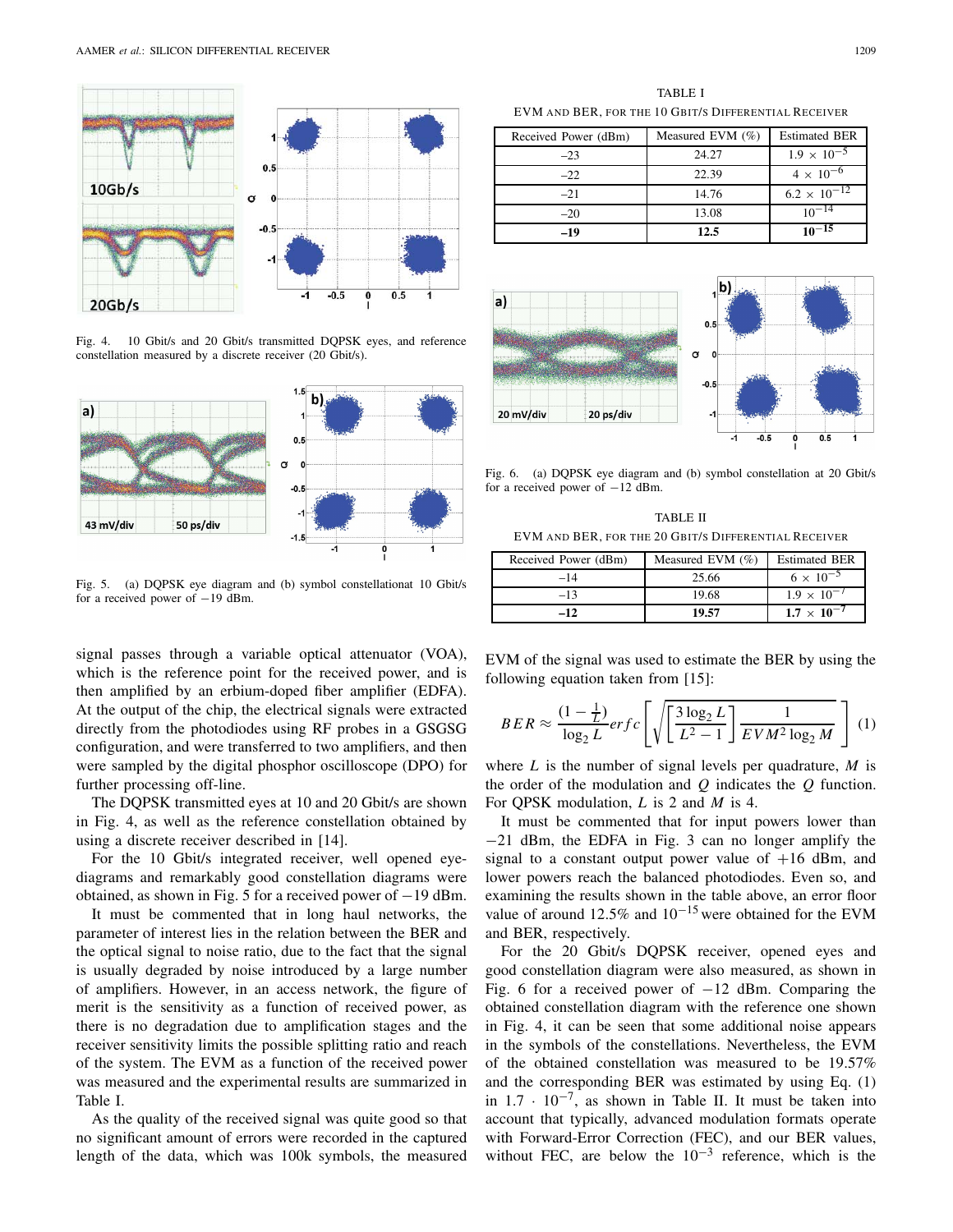Fig. 4. 10 Gbit/s and 20 Gbit/s transmitted DQPSK eyes, and reference constellation measured by a discrete receiver (20 Gbit/s).

Fig. 5. (a) DQPSK eye diagram and (b) symbol constellationat 10 Gbit/s for a received power of −19 dBm.

signal passes through a variable optical attenuator (VOA), which is the reference point for the received power, and is then amplified by an erbium-doped fiber amplifier (EDFA). At the output of the chip, the electrical signals were extracted directly from the photodiodes using RF probes in a GSGSG configuration, and were transferred to two amplifiers, and then were sampled by the digital phosphor oscilloscope (DPO) for further processing off-line.

The DQPSK transmitted eyes at 10 and 20 Gbit/s are shown in Fig. 4, as well as the reference constellation obtained by using a discrete receiver described in [14].

For the 10 Gbit/s integrated receiver, well opened eye-diagrams and remarkably good constellation diagrams were obtained, as shown in Fig. 5 for a received power of −19 dBm.

It must be commented that in long haul networks, the parameter of interest lies in the relation between the BER and the optical signal to noise ratio, due to the fact that the signal is usually degraded by noise introduced by a large number of amplifiers. However, in an access network, the figure of merit is the sensitivity as a function of received power, as there is no degradation due to amplification stages and the receiver sensitivity limits the possible splitting ratio and reach of the system. The EVM as a function of the received power was measured and the experimental results are summarized in Table I.

As the quality of the received signal was quite good so that no significant amount of errors were recorded in the captured length of the data, which was 100k symbols, the measured EVM of the signal was used to estimate the BER by using the following equation taken from [15]:

TABLE I

EVM and BER, for the 10 Gbit/s Differential Receiver

| Received Power (dBm) | Measured EVM (%) | Estimated BER |
|---|---|---|
| −23 | 24.27 | $1.9 \times 10^{-5}$ |
| −22 | 22.39 | $4 \times 10^{-6}$ |
| −21 | 14.76 | $6.2 \times 10^{-12}$ |
| −20 | 13.08 | $10^{-14}$ |
| **−19** | **12.5** | $\mathbf{10^{-15}}$ |

Fig. 6. (a) DQPSK eye diagram and (b) symbol constellation at 20 Gbit/s for a received power of −12 dBm.

TABLE II

EVM and BER, for the 20 Gbit/s Differential Receiver

| Received Power (dBm) | Measured EVM (%) | Estimated BER |
|---|---|---|
| −14 | 25.66 | $6 \times 10^{-5}$ |
| −13 | 19.68 | $1.9 \times 10^{-7}$ |
| **−12** | **19.57** | $\mathbf{1.7 \times 10^{-7}}$ |

$$BER \approx \frac{(1-\frac{1}{L})}{\log_2 L} erfc\left[\sqrt{\left[\frac{3\log_2 L}{L^2-1}\right]\frac{1}{EVM^2 \log_2 M}}\right] \quad (1)$$

where $L$ is the number of signal levels per quadrature, $M$ is the order of the modulation and $Q$ indicates the $Q$ function. For QPSK modulation, $L$ is 2 and $M$ is 4.

It must be commented that for input powers lower than −21 dBm, the EDFA in Fig. 3 can no longer amplify the signal to a constant output power value of +16 dBm, and lower powers reach the balanced photodiodes. Even so, and examining the results shown in the table above, an error floor value of around 12.5% and $10^{-15}$ were obtained for the EVM and BER, respectively.

For the 20 Gbit/s DQPSK receiver, opened eyes and good constellation diagram were also measured, as shown in Fig. 6 for a received power of −12 dBm. Comparing the obtained constellation diagram with the reference one shown in Fig. 4, it can be seen that some additional noise appears in the symbols of the constellations. Nevertheless, the EVM of the obtained constellation was measured to be 19.57% and the corresponding BER was estimated by using Eq. (1) in $1.7 \cdot 10^{-7}$, as shown in Table II. It must be taken into account that typically, advanced modulation formats operate with Forward-Error Correction (FEC), and our BER values, without FEC, are below the $10^{-3}$ reference, which is the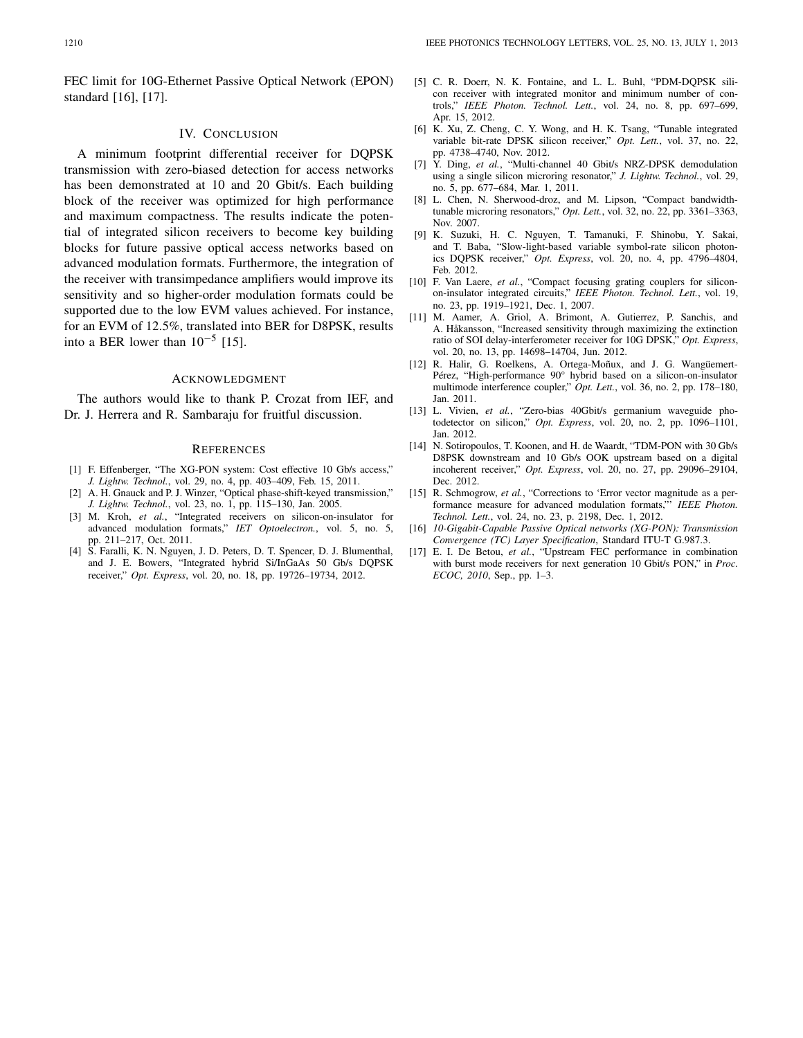FEC limit for 10G-Ethernet Passive Optical Network (EPON) standard [16], [17].

## IV. Conclusion

A minimum footprint differential receiver for DQPSK transmission with zero-biased detection for access networks has been demonstrated at 10 and 20 Gbit/s. Each building block of the receiver was optimized for high performance and maximum compactness. The results indicate the potential of integrated silicon receivers to become key building blocks for future passive optical access networks based on advanced modulation formats. Furthermore, the integration of the receiver with transimpedance amplifiers would improve its sensitivity and so higher-order modulation formats could be supported due to the low EVM values achieved. For instance, for an EVM of 12.5%, translated into BER for D8PSK, results into a BER lower than $10^{-5}$ [15].

## Acknowledgment

The authors would like to thank P. Crozat from IEF, and Dr. J. Herrera and R. Sambaraju for fruitful discussion.

## References

[1] F. Effenberger, "The XG-PON system: Cost effective 10 Gb/s access," *J. Lightw. Technol.*, vol. 29, no. 4, pp. 403–409, Feb. 15, 2011.

[2] A. H. Gnauck and P. J. Winzer, "Optical phase-shift-keyed transmission," *J. Lightw. Technol.*, vol. 23, no. 1, pp. 115–130, Jan. 2005.

[3] M. Kroh, *et al.*, "Integrated receivers on silicon-on-insulator for advanced modulation formats," *IET Optoelectron.*, vol. 5, no. 5, pp. 211–217, Oct. 2011.

[4] S. Faralli, K. N. Nguyen, J. D. Peters, D. T. Spencer, D. J. Blumenthal, and J. E. Bowers, "Integrated hybrid Si/InGaAs 50 Gb/s DQPSK receiver," *Opt. Express*, vol. 20, no. 18, pp. 19726–19734, 2012.

[5] C. R. Doerr, N. K. Fontaine, and L. L. Buhl, "PDM-DQPSK silicon receiver with integrated monitor and minimum number of controls," *IEEE Photon. Technol. Lett.*, vol. 24, no. 8, pp. 697–699, Apr. 15, 2012.

[6] K. Xu, Z. Cheng, C. Y. Wong, and H. K. Tsang, "Tunable integrated variable bit-rate DPSK silicon receiver," *Opt. Lett.*, vol. 37, no. 22, pp. 4738–4740, Nov. 2012.

[7] Y. Ding, *et al.*, "Multi-channel 40 Gbit/s NRZ-DPSK demodulation using a single silicon microring resonator," *J. Lightw. Technol.*, vol. 29, no. 5, pp. 677–684, Mar. 1, 2011.

[8] L. Chen, N. Sherwood-droz, and M. Lipson, "Compact bandwidth-tunable microring resonators," *Opt. Lett.*, vol. 32, no. 22, pp. 3361–3363, Nov. 2007.

[9] K. Suzuki, H. C. Nguyen, T. Tamanuki, F. Shinobu, Y. Sakai, and T. Baba, "Slow-light-based variable symbol-rate silicon photonics DQPSK receiver," *Opt. Express*, vol. 20, no. 4, pp. 4796–4804, Feb. 2012.

[10] F. Van Laere, *et al.*, "Compact focusing grating couplers for silicon-on-insulator integrated circuits," *IEEE Photon. Technol. Lett.*, vol. 19, no. 23, pp. 1919–1921, Dec. 1, 2007.

[11] M. Aamer, A. Griol, A. Brimont, A. Gutierrez, P. Sanchis, and A. Håkansson, "Increased sensitivity through maximizing the extinction ratio of SOI delay-interferometer receiver for 10G DPSK," *Opt. Express*, vol. 20, no. 13, pp. 14698–14704, Jun. 2012.

[12] R. Halir, G. Roelkens, A. Ortega-Moñux, and J. G. Wangüemert-Pérez, "High-performance 90° hybrid based on a silicon-on-insulator multimode interference coupler," *Opt. Lett.*, vol. 36, no. 2, pp. 178–180, Jan. 2011.

[13] L. Vivien, *et al.*, "Zero-bias 40Gbit/s germanium waveguide photodetector on silicon," *Opt. Express*, vol. 20, no. 2, pp. 1096–1101, Jan. 2012.

[14] N. Sotiropoulos, T. Koonen, and H. de Waardt, "TDM-PON with 30 Gb/s D8PSK downstream and 10 Gb/s OOK upstream based on a digital incoherent receiver," *Opt. Express*, vol. 20, no. 27, pp. 29096–29104, Dec. 2012.

[15] R. Schmogrow, *et al.*, "Corrections to 'Error vector magnitude as a performance measure for advanced modulation formats,'" *IEEE Photon. Technol. Lett.*, vol. 24, no. 23, p. 2198, Dec. 1, 2012.

[16] *10-Gigabit-Capable Passive Optical networks (XG-PON): Transmission Convergence (TC) Layer Specification*, Standard ITU-T G.987.3.

[17] E. I. De Betou, *et al.*, "Upstream FEC performance in combination with burst mode receivers for next generation 10 Gbit/s PON," in *Proc. ECOC, 2010*, Sep., pp. 1–3.